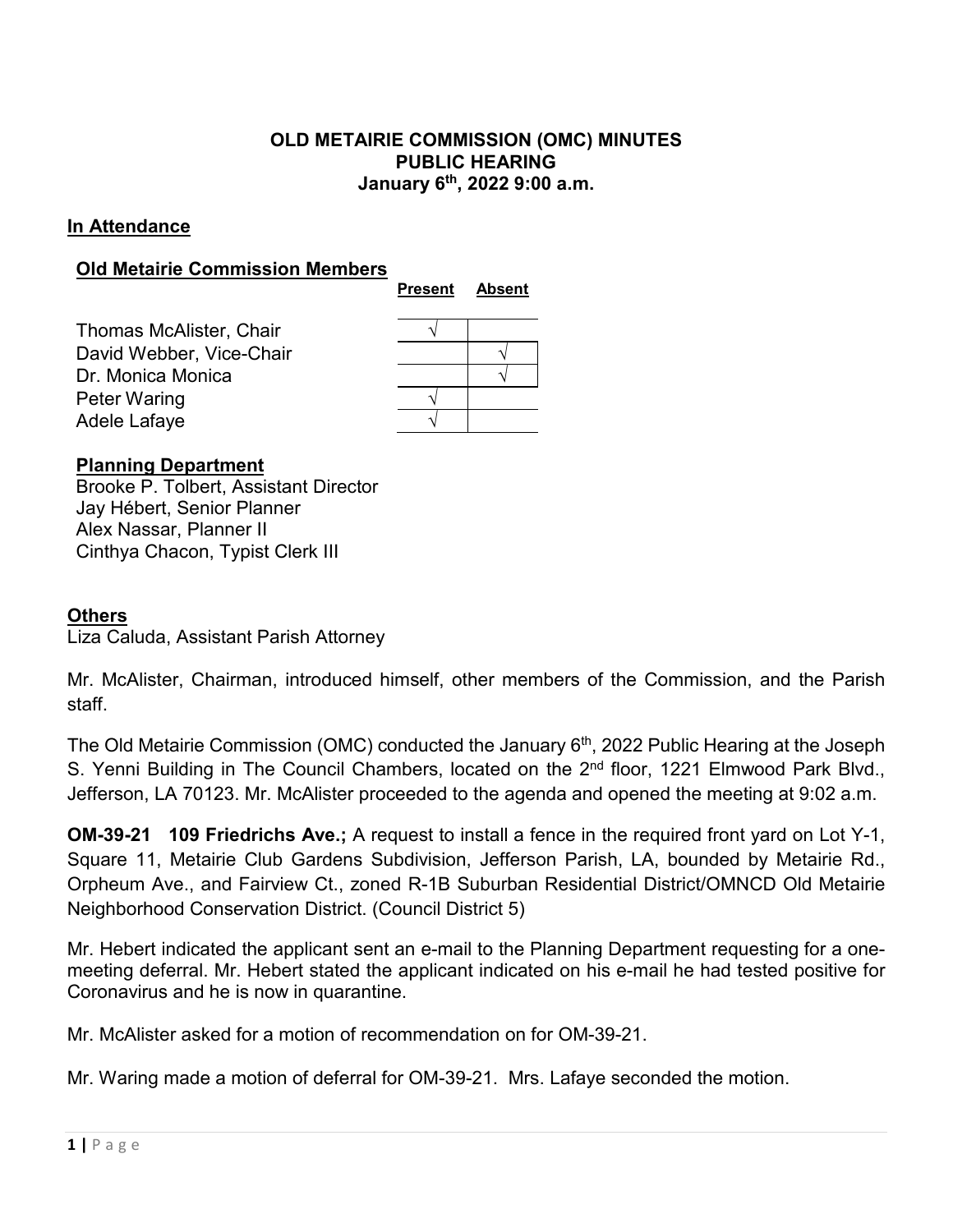# OLD METAIRIE COMMISSION (OMC) MINUTES
## PUBLIC HEARING
### January 6th, 2022 9:00 a.m.

## In Attendance

### Old Metairie Commission Members

| | Present | Absent |
|---|---|---|
| Thomas McAlister, Chair | √ | |
| David Webber, Vice-Chair | | √ |
| Dr. Monica Monica | | √ |
| Peter Waring | √ | |
| Adele Lafaye | √ | |

### Planning Department

Brooke P. Tolbert, Assistant Director
Jay Hébert, Senior Planner
Alex Nassar, Planner II
Cinthya Chacon, Typist Clerk III

## Others

Liza Caluda, Assistant Parish Attorney

Mr. McAlister, Chairman, introduced himself, other members of the Commission, and the Parish staff.

The Old Metairie Commission (OMC) conducted the January 6th, 2022 Public Hearing at the Joseph S. Yenni Building in The Council Chambers, located on the 2nd floor, 1221 Elmwood Park Blvd., Jefferson, LA 70123. Mr. McAlister proceeded to the agenda and opened the meeting at 9:02 a.m.

**OM-39-21 109 Friedrichs Ave.;** A request to install a fence in the required front yard on Lot Y-1, Square 11, Metairie Club Gardens Subdivision, Jefferson Parish, LA, bounded by Metairie Rd., Orpheum Ave., and Fairview Ct., zoned R-1B Suburban Residential District/OMNCD Old Metairie Neighborhood Conservation District. (Council District 5)

Mr. Hebert indicated the applicant sent an e-mail to the Planning Department requesting for a one-meeting deferral. Mr. Hebert stated the applicant indicated on his e-mail he had tested positive for Coronavirus and he is now in quarantine.

Mr. McAlister asked for a motion of recommendation on for OM-39-21.

Mr. Waring made a motion of deferral for OM-39-21. Mrs. Lafaye seconded the motion.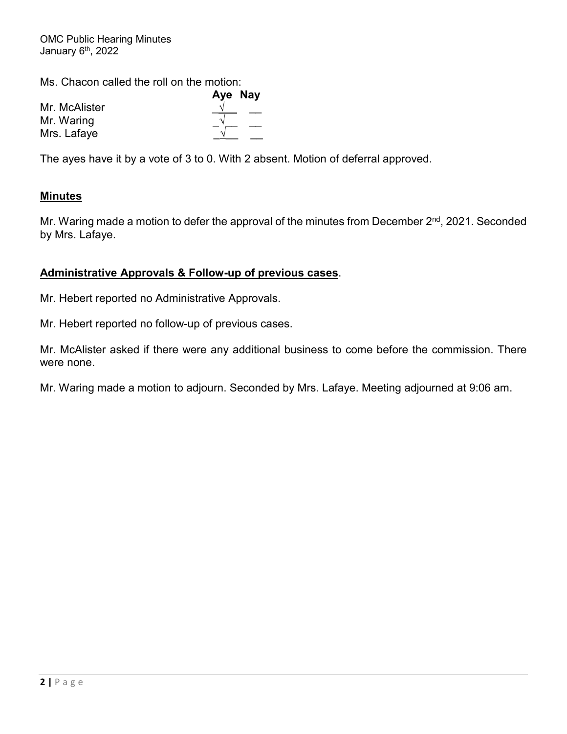Ms. Chacon called the roll on the motion:

| | Aye | Nay |
|---|---|---|
| Mr. McAlister | √ | |
| Mr. Waring | √ | |
| Mrs. Lafaye | √ | |

The ayes have it by a vote of 3 to 0. With 2 absent. Motion of deferral approved.

## Minutes

Mr. Waring made a motion to defer the approval of the minutes from December 2nd, 2021. Seconded by Mrs. Lafaye.

## Administrative Approvals & Follow-up of previous cases.

Mr. Hebert reported no Administrative Approvals.

Mr. Hebert reported no follow-up of previous cases.

Mr. McAlister asked if there were any additional business to come before the commission. There were none.

Mr. Waring made a motion to adjourn. Seconded by Mrs. Lafaye. Meeting adjourned at 9:06 am.